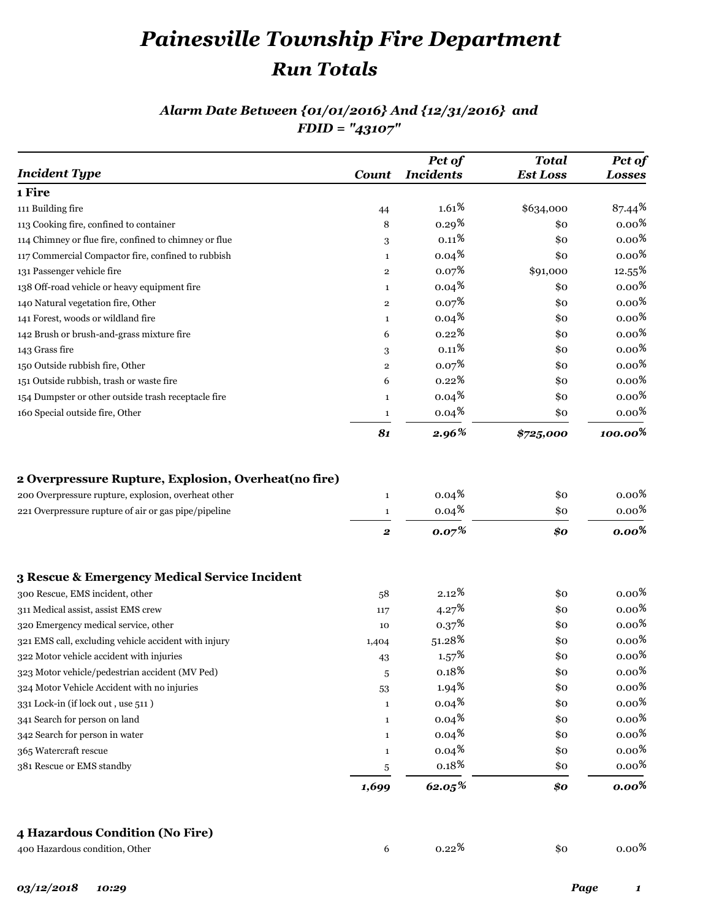# *Painesville Township Fire Department*

## *Run Totals*

### *Alarm Date Between {01/01/2016} And {12/31/2016} and FDID = "43107"*

| *Incident Type* | *Count* | *Pct of Incidents* | *Total Est Loss* | *Pct of Losses* |
|---|---|---|---|---|
| **1 Fire** | | | | |
| 111 Building fire | 44 | 1.61% | $634,000 | 87.44% |
| 113 Cooking fire, confined to container | 8 | 0.29% | $0 | 0.00% |
| 114 Chimney or flue fire, confined to chimney or flue | 3 | 0.11% | $0 | 0.00% |
| 117 Commercial Compactor fire, confined to rubbish | 1 | 0.04% | $0 | 0.00% |
| 131 Passenger vehicle fire | 2 | 0.07% | $91,000 | 12.55% |
| 138 Off-road vehicle or heavy equipment fire | 1 | 0.04% | $0 | 0.00% |
| 140 Natural vegetation fire, Other | 2 | 0.07% | $0 | 0.00% |
| 141 Forest, woods or wildland fire | 1 | 0.04% | $0 | 0.00% |
| 142 Brush or brush-and-grass mixture fire | 6 | 0.22% | $0 | 0.00% |
| 143 Grass fire | 3 | 0.11% | $0 | 0.00% |
| 150 Outside rubbish fire, Other | 2 | 0.07% | $0 | 0.00% |
| 151 Outside rubbish, trash or waste fire | 6 | 0.22% | $0 | 0.00% |
| 154 Dumpster or other outside trash receptacle fire | 1 | 0.04% | $0 | 0.00% |
| 160 Special outside fire, Other | 1 | 0.04% | $0 | 0.00% |
| | ***81*** | ***2.96%*** | ***$725,000*** | ***100.00%*** |
| **2 Overpressure Rupture, Explosion, Overheat(no fire)** | | | | |
| 200 Overpressure rupture, explosion, overheat other | 1 | 0.04% | $0 | 0.00% |
| 221 Overpressure rupture of air or gas pipe/pipeline | 1 | 0.04% | $0 | 0.00% |
| | ***2*** | ***0.07%*** | ***$0*** | ***0.00%*** |
| **3 Rescue & Emergency Medical Service Incident** | | | | |
| 300 Rescue, EMS incident, other | 58 | 2.12% | $0 | 0.00% |
| 311 Medical assist, assist EMS crew | 117 | 4.27% | $0 | 0.00% |
| 320 Emergency medical service, other | 10 | 0.37% | $0 | 0.00% |
| 321 EMS call, excluding vehicle accident with injury | 1,404 | 51.28% | $0 | 0.00% |
| 322 Motor vehicle accident with injuries | 43 | 1.57% | $0 | 0.00% |
| 323 Motor vehicle/pedestrian accident (MV Ped) | 5 | 0.18% | $0 | 0.00% |
| 324 Motor Vehicle Accident with no injuries | 53 | 1.94% | $0 | 0.00% |
| 331 Lock-in (if lock out , use 511 ) | 1 | 0.04% | $0 | 0.00% |
| 341 Search for person on land | 1 | 0.04% | $0 | 0.00% |
| 342 Search for person in water | 1 | 0.04% | $0 | 0.00% |
| 365 Watercraft rescue | 1 | 0.04% | $0 | 0.00% |
| 381 Rescue or EMS standby | 5 | 0.18% | $0 | 0.00% |
| | ***1,699*** | ***62.05%*** | ***$0*** | ***0.00%*** |
| **4 Hazardous Condition (No Fire)** | | | | |
| 400 Hazardous condition, Other | 6 | 0.22% | $0 | 0.00% |

*03/12/2018 10:29*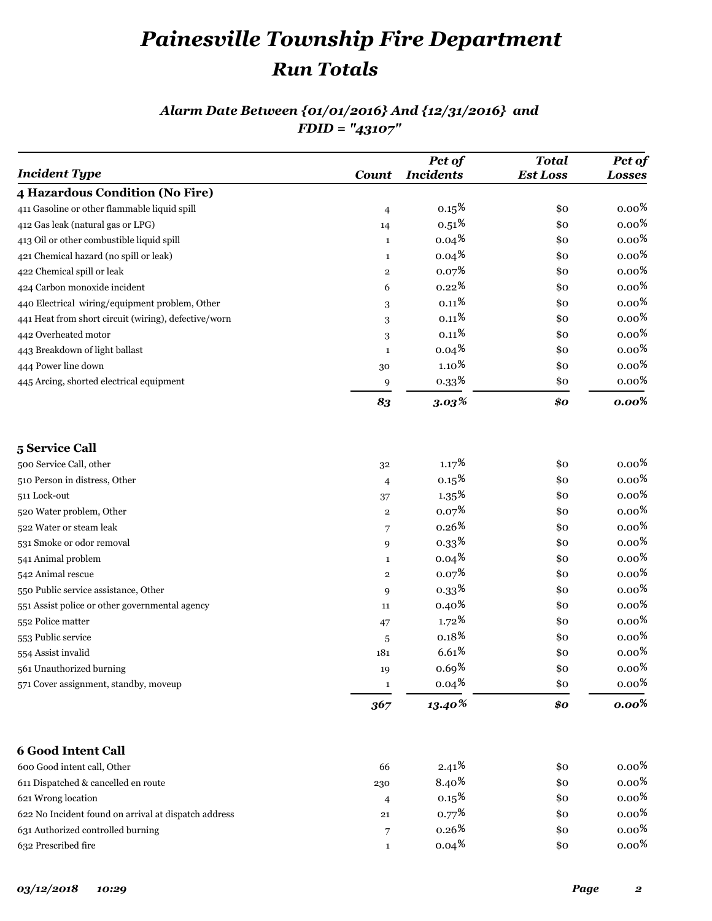# *Painesville Township Fire Department*

## *Run Totals*

### *Alarm Date Between {01/01/2016} And {12/31/2016} and FDID = "43107"*

| *Incident Type* | *Count* | *Pct of Incidents* | *Total Est Loss* | *Pct of Losses* |
|---|---|---|---|---|
| **4 Hazardous Condition (No Fire)** | | | | |
| 411 Gasoline or other flammable liquid spill | 4 | 0.15% | $0 | 0.00% |
| 412 Gas leak (natural gas or LPG) | 14 | 0.51% | $0 | 0.00% |
| 413 Oil or other combustible liquid spill | 1 | 0.04% | $0 | 0.00% |
| 421 Chemical hazard (no spill or leak) | 1 | 0.04% | $0 | 0.00% |
| 422 Chemical spill or leak | 2 | 0.07% | $0 | 0.00% |
| 424 Carbon monoxide incident | 6 | 0.22% | $0 | 0.00% |
| 440 Electrical wiring/equipment problem, Other | 3 | 0.11% | $0 | 0.00% |
| 441 Heat from short circuit (wiring), defective/worn | 3 | 0.11% | $0 | 0.00% |
| 442 Overheated motor | 3 | 0.11% | $0 | 0.00% |
| 443 Breakdown of light ballast | 1 | 0.04% | $0 | 0.00% |
| 444 Power line down | 30 | 1.10% | $0 | 0.00% |
| 445 Arcing, shorted electrical equipment | 9 | 0.33% | $0 | 0.00% |
| | ***83*** | ***3.03%*** | ***$0*** | ***0.00%*** |
| **5 Service Call** | | | | |
| 500 Service Call, other | 32 | 1.17% | $0 | 0.00% |
| 510 Person in distress, Other | 4 | 0.15% | $0 | 0.00% |
| 511 Lock-out | 37 | 1.35% | $0 | 0.00% |
| 520 Water problem, Other | 2 | 0.07% | $0 | 0.00% |
| 522 Water or steam leak | 7 | 0.26% | $0 | 0.00% |
| 531 Smoke or odor removal | 9 | 0.33% | $0 | 0.00% |
| 541 Animal problem | 1 | 0.04% | $0 | 0.00% |
| 542 Animal rescue | 2 | 0.07% | $0 | 0.00% |
| 550 Public service assistance, Other | 9 | 0.33% | $0 | 0.00% |
| 551 Assist police or other governmental agency | 11 | 0.40% | $0 | 0.00% |
| 552 Police matter | 47 | 1.72% | $0 | 0.00% |
| 553 Public service | 5 | 0.18% | $0 | 0.00% |
| 554 Assist invalid | 181 | 6.61% | $0 | 0.00% |
| 561 Unauthorized burning | 19 | 0.69% | $0 | 0.00% |
| 571 Cover assignment, standby, moveup | 1 | 0.04% | $0 | 0.00% |
| | ***367*** | ***13.40%*** | ***$0*** | ***0.00%*** |
| **6 Good Intent Call** | | | | |
| 600 Good intent call, Other | 66 | 2.41% | $0 | 0.00% |
| 611 Dispatched & cancelled en route | 230 | 8.40% | $0 | 0.00% |
| 621 Wrong location | 4 | 0.15% | $0 | 0.00% |
| 622 No Incident found on arrival at dispatch address | 21 | 0.77% | $0 | 0.00% |
| 631 Authorized controlled burning | 7 | 0.26% | $0 | 0.00% |
| 632 Prescribed fire | 1 | 0.04% | $0 | 0.00% |

*03/12/2018 10:29*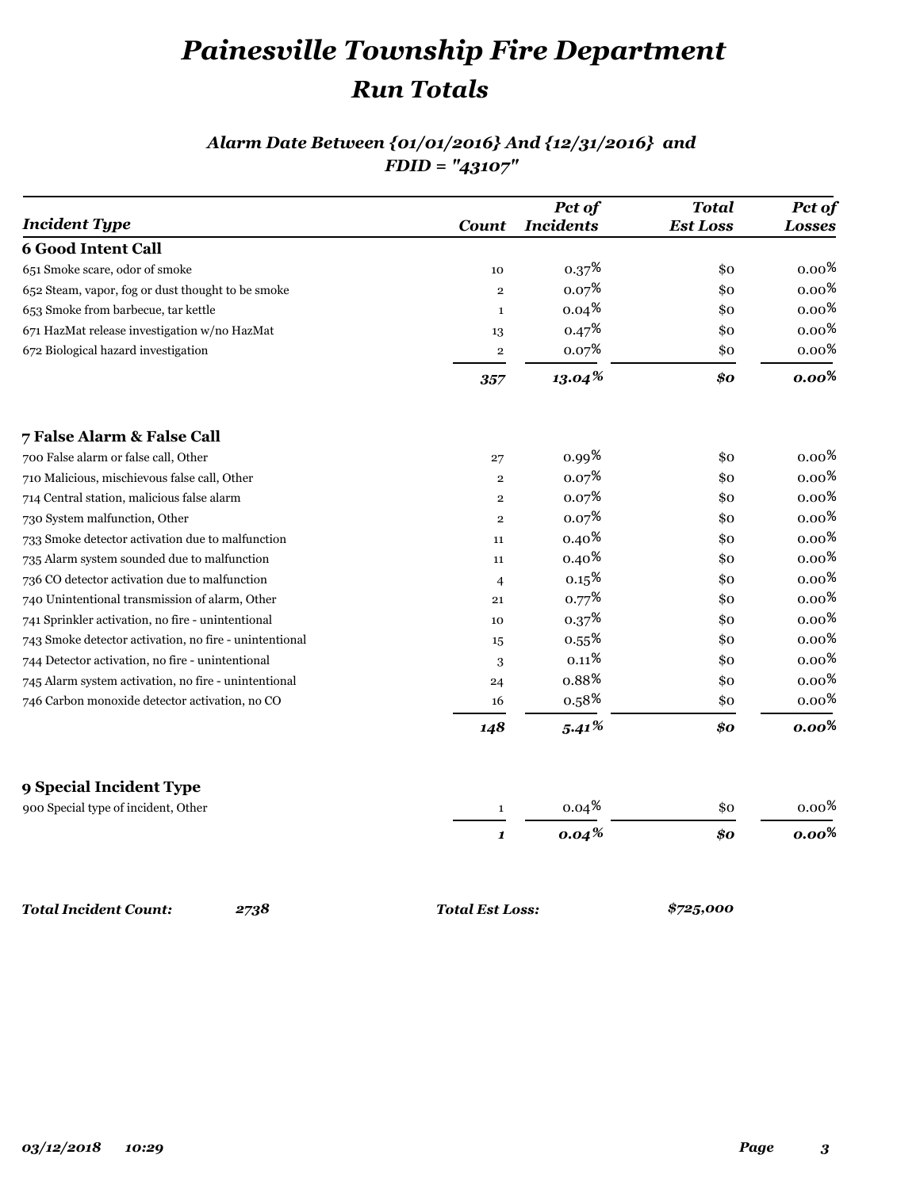# *Painesville Township Fire Department*

## *Run Totals*

### *Alarm Date Between {01/01/2016} And {12/31/2016} and FDID = "43107"*

| *Incident Type* | *Count* | *Pct of Incidents* | *Total Est Loss* | *Pct of Losses* |
|---|---|---|---|---|
| **6 Good Intent Call** | | | | |
| 651 Smoke scare, odor of smoke | 10 | 0.37% | $0 | 0.00% |
| 652 Steam, vapor, fog or dust thought to be smoke | 2 | 0.07% | $0 | 0.00% |
| 653 Smoke from barbecue, tar kettle | 1 | 0.04% | $0 | 0.00% |
| 671 HazMat release investigation w/no HazMat | 13 | 0.47% | $0 | 0.00% |
| 672 Biological hazard investigation | 2 | 0.07% | $0 | 0.00% |
| | ***357*** | ***13.04%*** | ***$0*** | ***0.00%*** |
| **7 False Alarm & False Call** | | | | |
| 700 False alarm or false call, Other | 27 | 0.99% | $0 | 0.00% |
| 710 Malicious, mischievous false call, Other | 2 | 0.07% | $0 | 0.00% |
| 714 Central station, malicious false alarm | 2 | 0.07% | $0 | 0.00% |
| 730 System malfunction, Other | 2 | 0.07% | $0 | 0.00% |
| 733 Smoke detector activation due to malfunction | 11 | 0.40% | $0 | 0.00% |
| 735 Alarm system sounded due to malfunction | 11 | 0.40% | $0 | 0.00% |
| 736 CO detector activation due to malfunction | 4 | 0.15% | $0 | 0.00% |
| 740 Unintentional transmission of alarm, Other | 21 | 0.77% | $0 | 0.00% |
| 741 Sprinkler activation, no fire - unintentional | 10 | 0.37% | $0 | 0.00% |
| 743 Smoke detector activation, no fire - unintentional | 15 | 0.55% | $0 | 0.00% |
| 744 Detector activation, no fire - unintentional | 3 | 0.11% | $0 | 0.00% |
| 745 Alarm system activation, no fire - unintentional | 24 | 0.88% | $0 | 0.00% |
| 746 Carbon monoxide detector activation, no CO | 16 | 0.58% | $0 | 0.00% |
| | ***148*** | ***5.41%*** | ***$0*** | ***0.00%*** |
| **9 Special Incident Type** | | | | |
| 900 Special type of incident, Other | 1 | 0.04% | $0 | 0.00% |
| | ***1*** | ***0.04%*** | ***$0*** | ***0.00%*** |

***Total Incident Count:*** ***2738*** ***Total Est Loss:*** ***$725,000***

*03/12/2018 10:29*